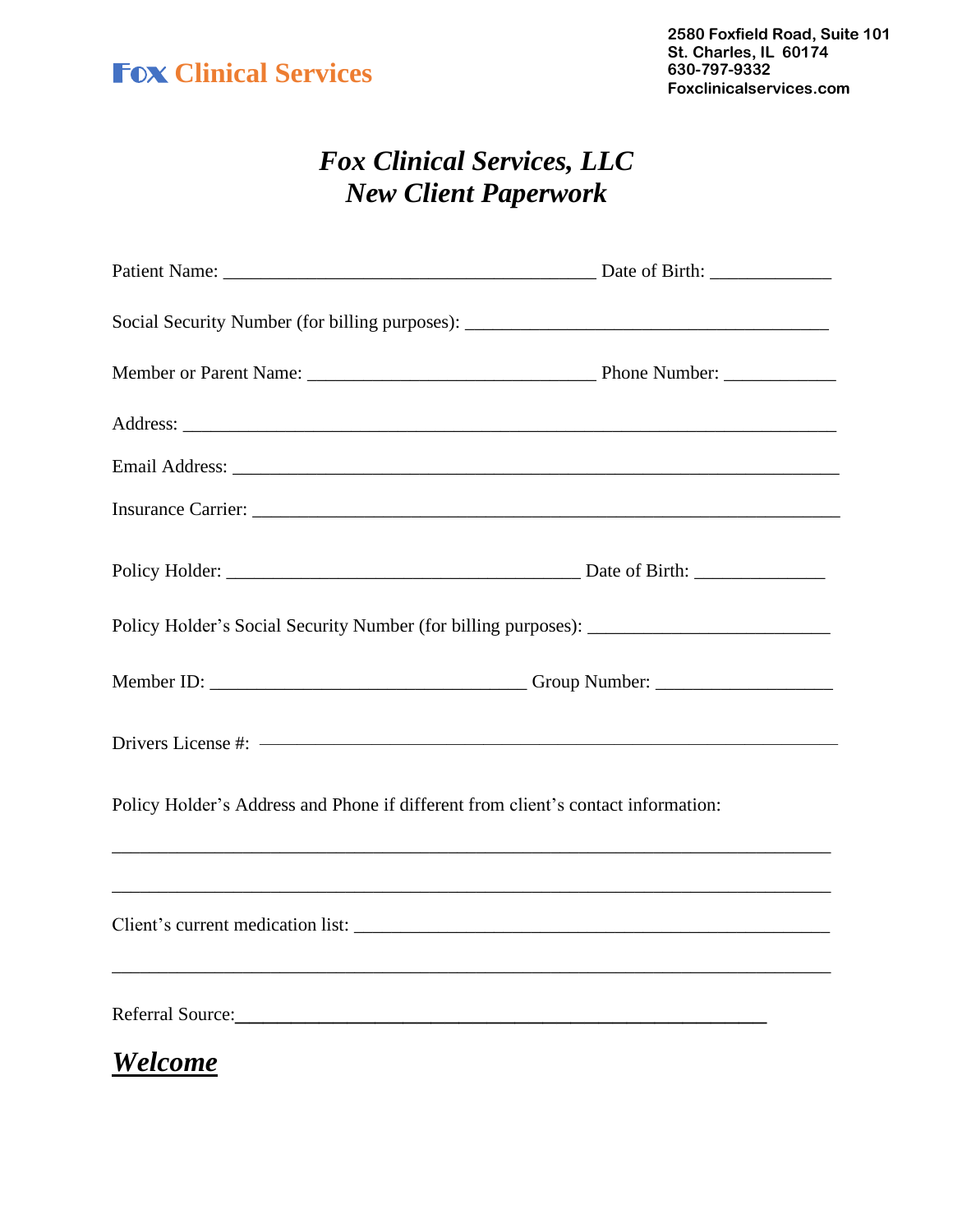**Fox Clinical Services**

**2580 Foxfield Road, Suite 101**
**St. Charles, IL 60174**
**630-797-9332**
**Foxclinicalservices.com**

# *Fox Clinical Services, LLC*
# *New Client Paperwork*

Patient Name: ________________________________________ Date of Birth: _____________

Social Security Number (for billing purposes): _______________________________________

Member or Parent Name: _______________________________ Phone Number: ____________

Address: ______________________________________________________________________

Email Address: _________________________________________________________________

Insurance Carrier: _______________________________________________________________

Policy Holder: ______________________________________ Date of Birth: ______________

Policy Holder's Social Security Number (for billing purposes): __________________________

Member ID: __________________________________ Group Number: ___________________

Drivers License #: ________________________________________________________________

Policy Holder's Address and Phone if different from client's contact information:

_______________________________________________________________________________

_______________________________________________________________________________

Client's current medication list: ____________________________________________________

_______________________________________________________________________________

Referral Source:_________________________________________________________

***Welcome***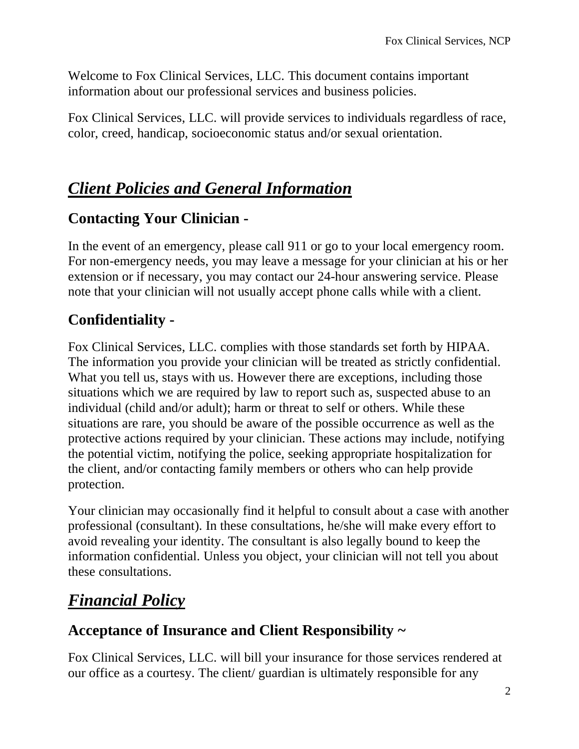Welcome to Fox Clinical Services, LLC. This document contains important information about our professional services and business policies.

Fox Clinical Services, LLC. will provide services to individuals regardless of race, color, creed, handicap, socioeconomic status and/or sexual orientation.

# ***Client Policies and General Information***

## **Contacting Your Clinician -**

In the event of an emergency, please call 911 or go to your local emergency room. For non-emergency needs, you may leave a message for your clinician at his or her extension or if necessary, you may contact our 24-hour answering service. Please note that your clinician will not usually accept phone calls while with a client.

## **Confidentiality -**

Fox Clinical Services, LLC. complies with those standards set forth by HIPAA. The information you provide your clinician will be treated as strictly confidential. What you tell us, stays with us. However there are exceptions, including those situations which we are required by law to report such as, suspected abuse to an individual (child and/or adult); harm or threat to self or others. While these situations are rare, you should be aware of the possible occurrence as well as the protective actions required by your clinician. These actions may include, notifying the potential victim, notifying the police, seeking appropriate hospitalization for the client, and/or contacting family members or others who can help provide protection.

Your clinician may occasionally find it helpful to consult about a case with another professional (consultant). In these consultations, he/she will make every effort to avoid revealing your identity. The consultant is also legally bound to keep the information confidential. Unless you object, your clinician will not tell you about these consultations.

# ***Financial Policy***

## **Acceptance of Insurance and Client Responsibility ~**

Fox Clinical Services, LLC. will bill your insurance for those services rendered at our office as a courtesy. The client/ guardian is ultimately responsible for any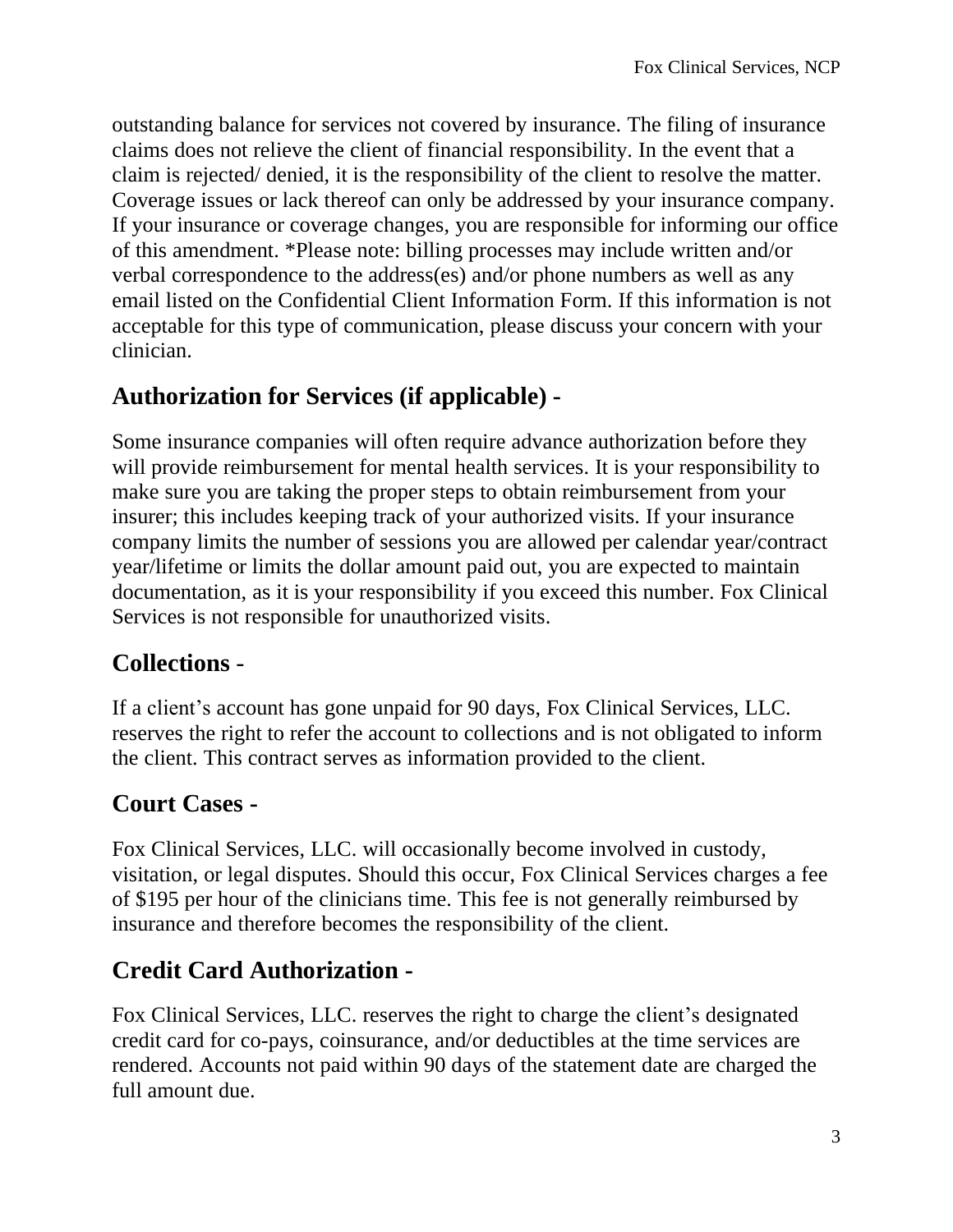outstanding balance for services not covered by insurance. The filing of insurance claims does not relieve the client of financial responsibility. In the event that a claim is rejected/ denied, it is the responsibility of the client to resolve the matter. Coverage issues or lack thereof can only be addressed by your insurance company. If your insurance or coverage changes, you are responsible for informing our office of this amendment. *Please note: billing processes may include written and/or verbal correspondence to the address(es) and/or phone numbers as well as any email listed on the Confidential Client Information Form. If this information is not acceptable for this type of communication, please discuss your concern with your clinician.

## Authorization for Services (if applicable) -

Some insurance companies will often require advance authorization before they will provide reimbursement for mental health services. It is your responsibility to make sure you are taking the proper steps to obtain reimbursement from your insurer; this includes keeping track of your authorized visits. If your insurance company limits the number of sessions you are allowed per calendar year/contract year/lifetime or limits the dollar amount paid out, you are expected to maintain documentation, as it is your responsibility if you exceed this number. Fox Clinical Services is not responsible for unauthorized visits.

## Collections -

If a client's account has gone unpaid for 90 days, Fox Clinical Services, LLC. reserves the right to refer the account to collections and is not obligated to inform the client. This contract serves as information provided to the client.

## Court Cases -

Fox Clinical Services, LLC. will occasionally become involved in custody, visitation, or legal disputes. Should this occur, Fox Clinical Services charges a fee of $195 per hour of the clinicians time. This fee is not generally reimbursed by insurance and therefore becomes the responsibility of the client.

## Credit Card Authorization -

Fox Clinical Services, LLC. reserves the right to charge the client's designated credit card for co-pays, coinsurance, and/or deductibles at the time services are rendered. Accounts not paid within 90 days of the statement date are charged the full amount due.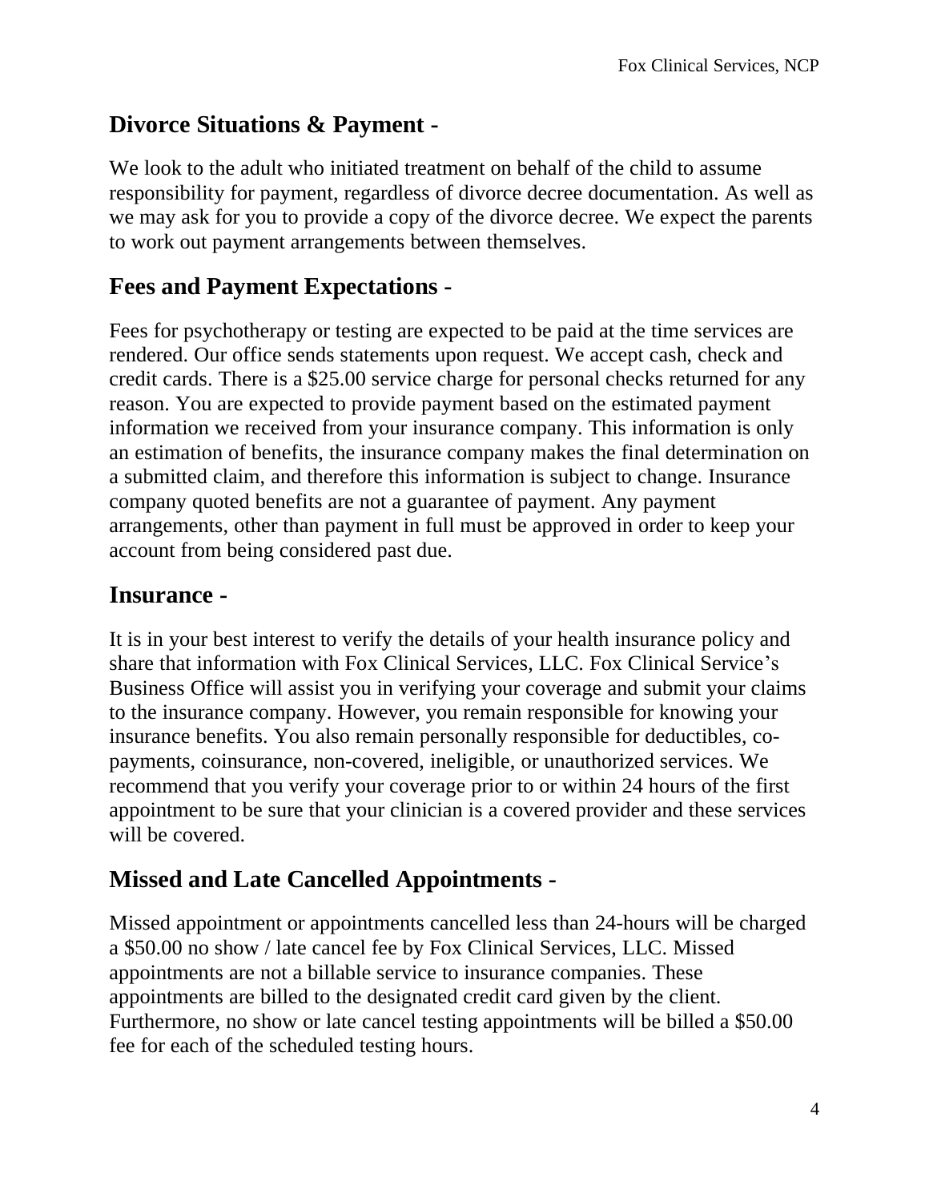## Divorce Situations & Payment -

We look to the adult who initiated treatment on behalf of the child to assume responsibility for payment, regardless of divorce decree documentation. As well as we may ask for you to provide a copy of the divorce decree. We expect the parents to work out payment arrangements between themselves.

## Fees and Payment Expectations -

Fees for psychotherapy or testing are expected to be paid at the time services are rendered. Our office sends statements upon request. We accept cash, check and credit cards. There is a $25.00 service charge for personal checks returned for any reason. You are expected to provide payment based on the estimated payment information we received from your insurance company. This information is only an estimation of benefits, the insurance company makes the final determination on a submitted claim, and therefore this information is subject to change. Insurance company quoted benefits are not a guarantee of payment. Any payment arrangements, other than payment in full must be approved in order to keep your account from being considered past due.

## Insurance -

It is in your best interest to verify the details of your health insurance policy and share that information with Fox Clinical Services, LLC. Fox Clinical Service's Business Office will assist you in verifying your coverage and submit your claims to the insurance company. However, you remain responsible for knowing your insurance benefits. You also remain personally responsible for deductibles, co-payments, coinsurance, non-covered, ineligible, or unauthorized services. We recommend that you verify your coverage prior to or within 24 hours of the first appointment to be sure that your clinician is a covered provider and these services will be covered.

## Missed and Late Cancelled Appointments -

Missed appointment or appointments cancelled less than 24-hours will be charged a $50.00 no show / late cancel fee by Fox Clinical Services, LLC. Missed appointments are not a billable service to insurance companies. These appointments are billed to the designated credit card given by the client. Furthermore, no show or late cancel testing appointments will be billed a $50.00 fee for each of the scheduled testing hours.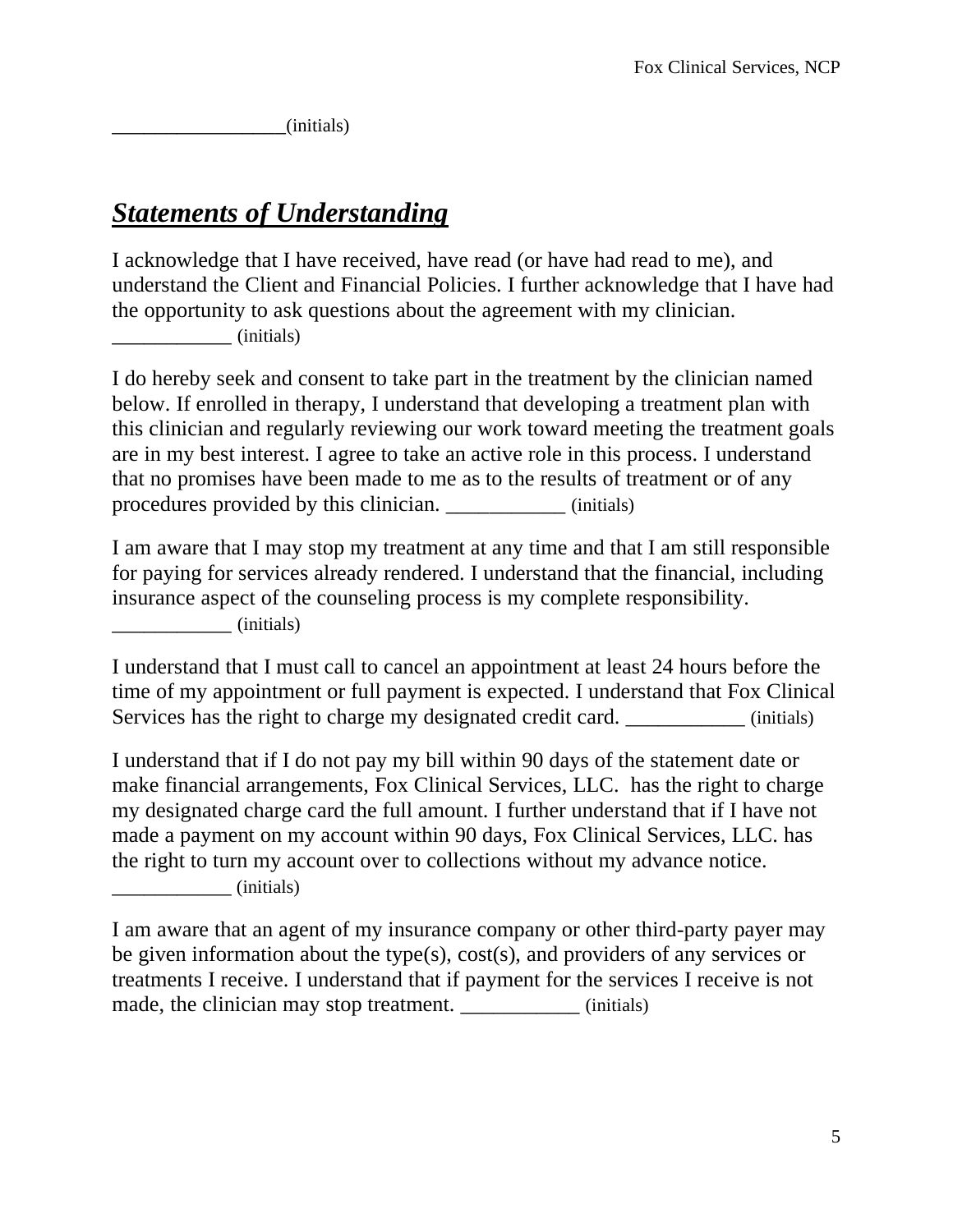_________________(initials)

## ***Statements of Understanding***

I acknowledge that I have received, have read (or have had read to me), and understand the Client and Financial Policies. I further acknowledge that I have had the opportunity to ask questions about the agreement with my clinician. ___________ (initials)

I do hereby seek and consent to take part in the treatment by the clinician named below. If enrolled in therapy, I understand that developing a treatment plan with this clinician and regularly reviewing our work toward meeting the treatment goals are in my best interest. I agree to take an active role in this process. I understand that no promises have been made to me as to the results of treatment or of any procedures provided by this clinician. ___________ (initials)

I am aware that I may stop my treatment at any time and that I am still responsible for paying for services already rendered. I understand that the financial, including insurance aspect of the counseling process is my complete responsibility. ___________ (initials)

I understand that I must call to cancel an appointment at least 24 hours before the time of my appointment or full payment is expected. I understand that Fox Clinical Services has the right to charge my designated credit card. ___________ (initials)

I understand that if I do not pay my bill within 90 days of the statement date or make financial arrangements, Fox Clinical Services, LLC. has the right to charge my designated charge card the full amount. I further understand that if I have not made a payment on my account within 90 days, Fox Clinical Services, LLC. has the right to turn my account over to collections without my advance notice. ___________ (initials)

I am aware that an agent of my insurance company or other third-party payer may be given information about the type(s), cost(s), and providers of any services or treatments I receive. I understand that if payment for the services I receive is not made, the clinician may stop treatment. ___________ (initials)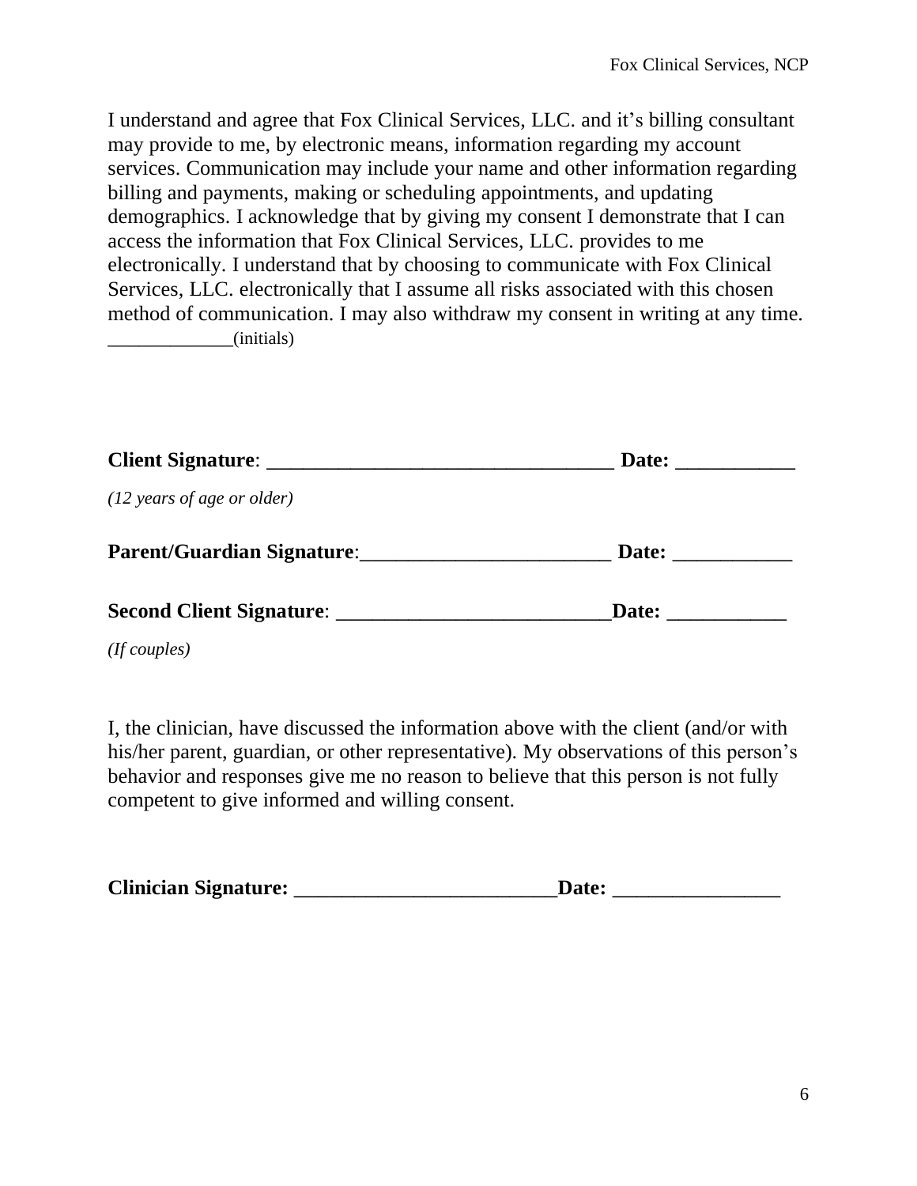I understand and agree that Fox Clinical Services, LLC. and it's billing consultant may provide to me, by electronic means, information regarding my account services. Communication may include your name and other information regarding billing and payments, making or scheduling appointments, and updating demographics. I acknowledge that by giving my consent I demonstrate that I can access the information that Fox Clinical Services, LLC. provides to me electronically. I understand that by choosing to communicate with Fox Clinical Services, LLC. electronically that I assume all risks associated with this chosen method of communication. I may also withdraw my consent in writing at any time. _____________(initials)

**Client Signature**: __________________________________ **Date:** ___________

*(12 years of age or older)*

**Parent/Guardian Signature**:________________________ **Date:** ___________

**Second Client Signature**: __________________________**Date:** ___________

*(If couples)*

I, the clinician, have discussed the information above with the client (and/or with his/her parent, guardian, or other representative). My observations of this person's behavior and responses give me no reason to believe that this person is not fully competent to give informed and willing consent.

**Clinician Signature: _________________________Date: ________________**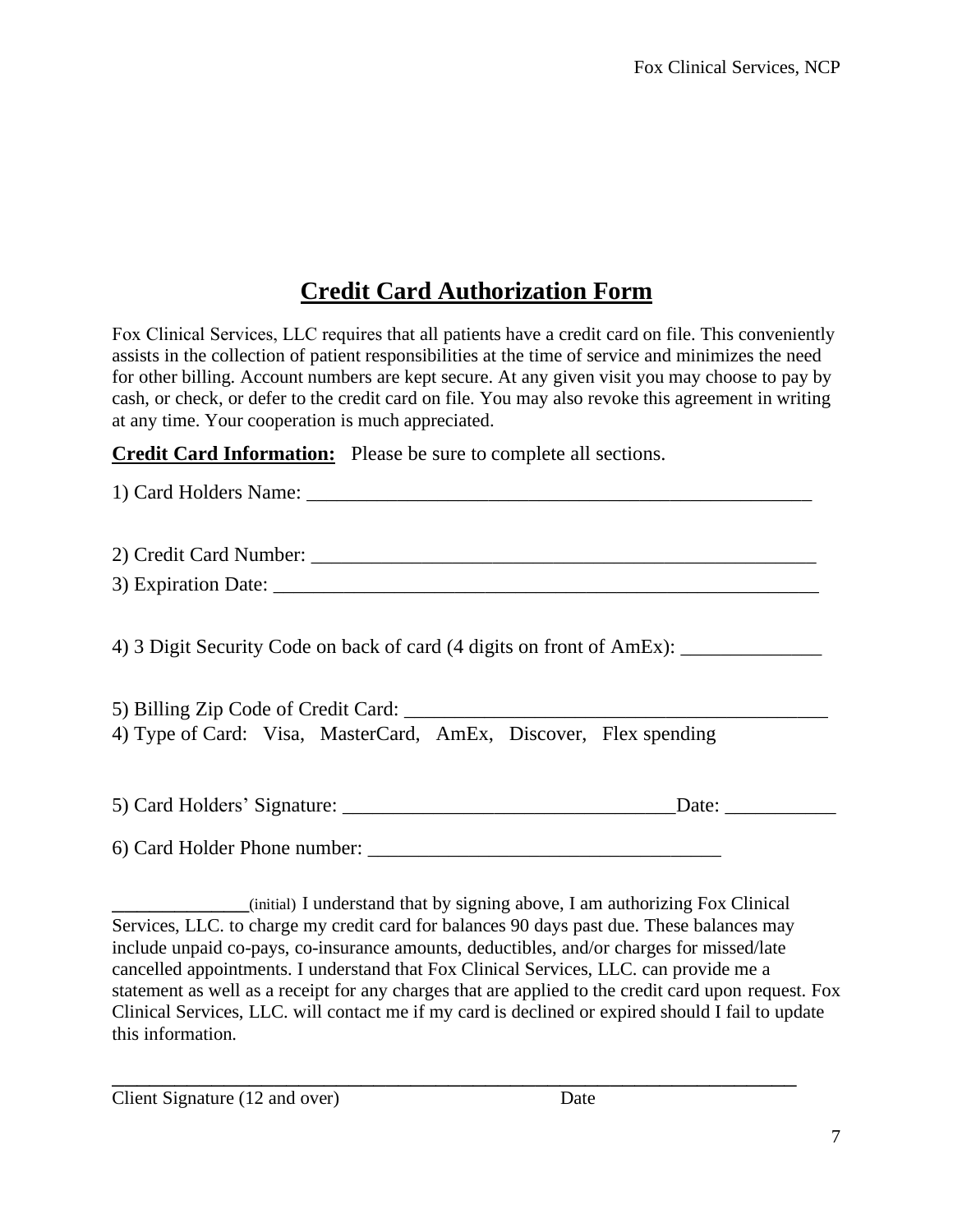# Credit Card Authorization Form

Fox Clinical Services, LLC requires that all patients have a credit card on file. This conveniently assists in the collection of patient responsibilities at the time of service and minimizes the need for other billing. Account numbers are kept secure. At any given visit you may choose to pay by cash, or check, or defer to the credit card on file. You may also revoke this agreement in writing at any time. Your cooperation is much appreciated.

**Credit Card Information:** Please be sure to complete all sections.

1) Card Holders Name: ____________________________________________________

2) Credit Card Number: ____________________________________________________

3) Expiration Date: ________________________________________________________

4) 3 Digit Security Code on back of card (4 digits on front of AmEx): ______________

5) Billing Zip Code of Credit Card: ___________________________________________

4) Type of Card: Visa, MasterCard, AmEx, Discover, Flex spending

5) Card Holders' Signature: _________________________________Date: ___________

6) Card Holder Phone number: ___________________________________

______________(initial) I understand that by signing above, I am authorizing Fox Clinical Services, LLC. to charge my credit card for balances 90 days past due. These balances may include unpaid co-pays, co-insurance amounts, deductibles, and/or charges for missed/late cancelled appointments. I understand that Fox Clinical Services, LLC. can provide me a statement as well as a receipt for any charges that are applied to the credit card upon request. Fox Clinical Services, LLC. will contact me if my card is declined or expired should I fail to update this information.

_______________________________________________________________________

Client Signature (12 and over) Date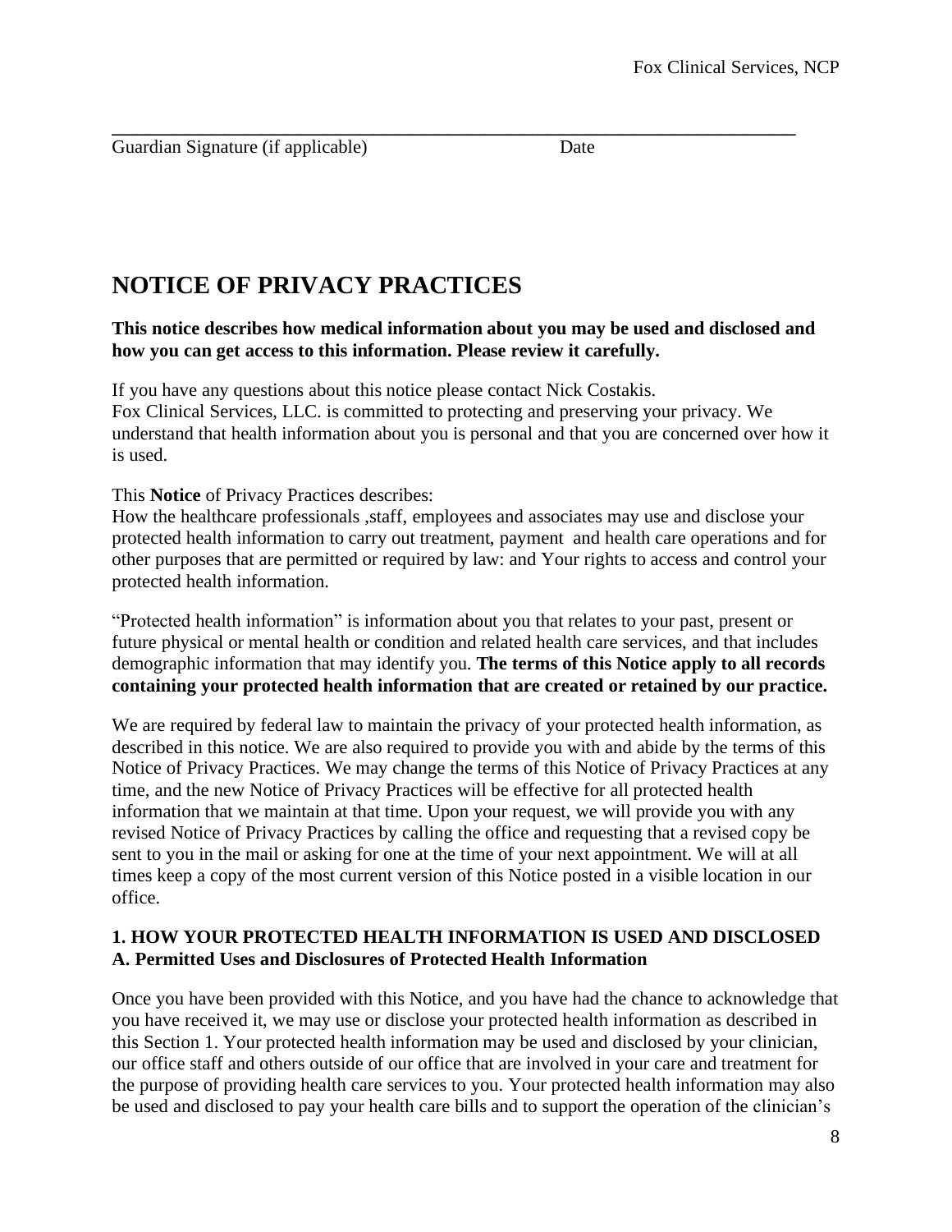\_\_\_\_\_\_\_\_\_\_\_\_\_\_\_\_\_\_\_\_\_\_\_\_\_\_\_\_\_\_\_\_\_\_\_\_\_\_\_\_\_\_\_\_\_\_\_\_\_\_\_\_\_\_\_\_\_\_\_\_

Guardian Signature (if applicable) Date

# NOTICE OF PRIVACY PRACTICES

**This notice describes how medical information about you may be used and disclosed and how you can get access to this information. Please review it carefully.**

If you have any questions about this notice please contact Nick Costakis.
Fox Clinical Services, LLC. is committed to protecting and preserving your privacy. We understand that health information about you is personal and that you are concerned over how it is used.

This **Notice** of Privacy Practices describes:
How the healthcare professionals ,staff, employees and associates may use and disclose your protected health information to carry out treatment, payment and health care operations and for other purposes that are permitted or required by law: and Your rights to access and control your protected health information.

"Protected health information" is information about you that relates to your past, present or future physical or mental health or condition and related health care services, and that includes demographic information that may identify you. **The terms of this Notice apply to all records containing your protected health information that are created or retained by our practice.**

We are required by federal law to maintain the privacy of your protected health information, as described in this notice. We are also required to provide you with and abide by the terms of this Notice of Privacy Practices. We may change the terms of this Notice of Privacy Practices at any time, and the new Notice of Privacy Practices will be effective for all protected health information that we maintain at that time. Upon your request, we will provide you with any revised Notice of Privacy Practices by calling the office and requesting that a revised copy be sent to you in the mail or asking for one at the time of your next appointment. We will at all times keep a copy of the most current version of this Notice posted in a visible location in our office.

### 1. HOW YOUR PROTECTED HEALTH INFORMATION IS USED AND DISCLOSED

### A. Permitted Uses and Disclosures of Protected Health Information

Once you have been provided with this Notice, and you have had the chance to acknowledge that you have received it, we may use or disclose your protected health information as described in this Section 1. Your protected health information may be used and disclosed by your clinician, our office staff and others outside of our office that are involved in your care and treatment for the purpose of providing health care services to you. Your protected health information may also be used and disclosed to pay your health care bills and to support the operation of the clinician's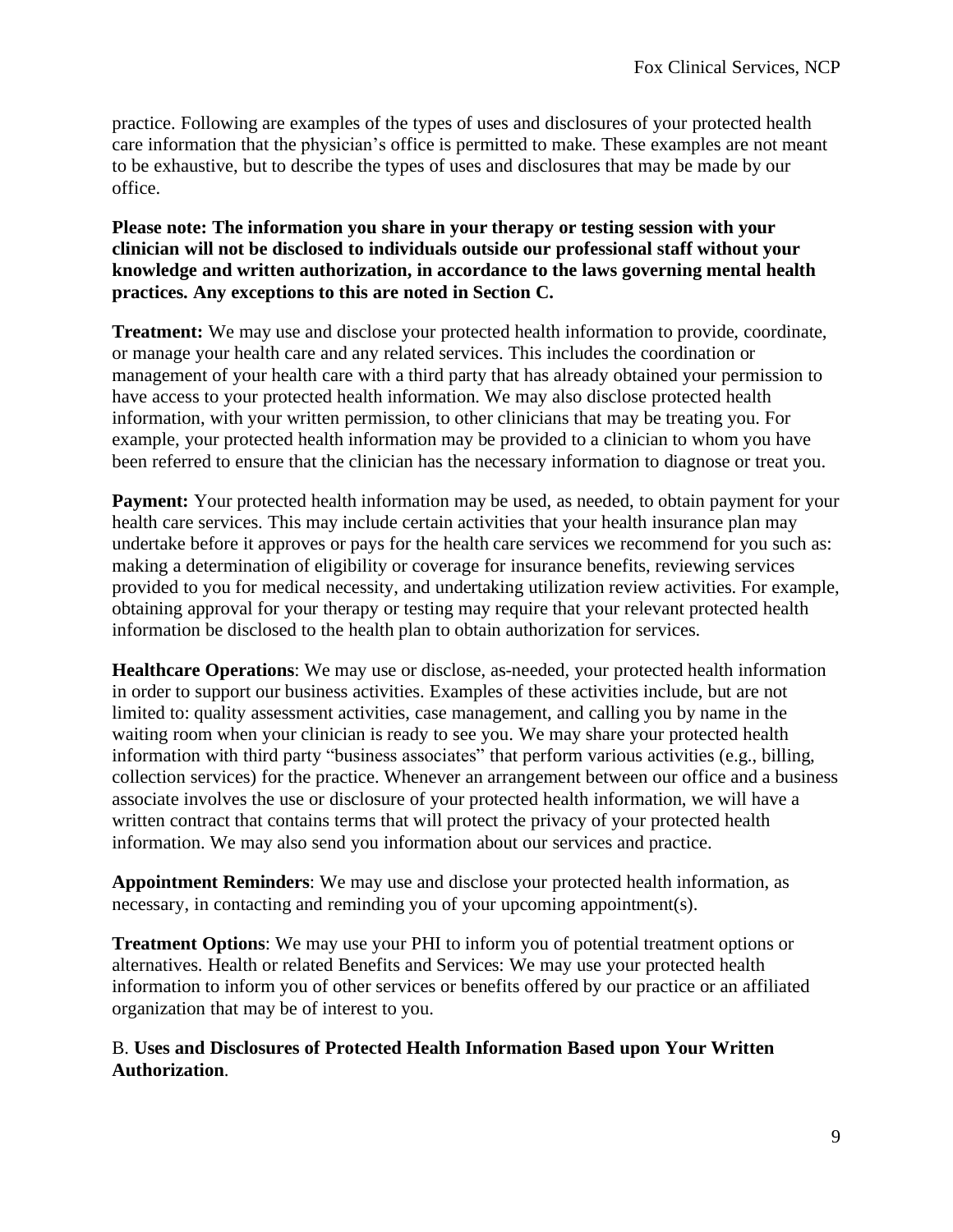practice. Following are examples of the types of uses and disclosures of your protected health care information that the physician's office is permitted to make. These examples are not meant to be exhaustive, but to describe the types of uses and disclosures that may be made by our office.

**Please note: The information you share in your therapy or testing session with your clinician will not be disclosed to individuals outside our professional staff without your knowledge and written authorization, in accordance to the laws governing mental health practices. Any exceptions to this are noted in Section C.**

**Treatment:** We may use and disclose your protected health information to provide, coordinate, or manage your health care and any related services. This includes the coordination or management of your health care with a third party that has already obtained your permission to have access to your protected health information. We may also disclose protected health information, with your written permission, to other clinicians that may be treating you. For example, your protected health information may be provided to a clinician to whom you have been referred to ensure that the clinician has the necessary information to diagnose or treat you.

**Payment:** Your protected health information may be used, as needed, to obtain payment for your health care services. This may include certain activities that your health insurance plan may undertake before it approves or pays for the health care services we recommend for you such as: making a determination of eligibility or coverage for insurance benefits, reviewing services provided to you for medical necessity, and undertaking utilization review activities. For example, obtaining approval for your therapy or testing may require that your relevant protected health information be disclosed to the health plan to obtain authorization for services.

**Healthcare Operations**: We may use or disclose, as-needed, your protected health information in order to support our business activities. Examples of these activities include, but are not limited to: quality assessment activities, case management, and calling you by name in the waiting room when your clinician is ready to see you. We may share your protected health information with third party "business associates" that perform various activities (e.g., billing, collection services) for the practice. Whenever an arrangement between our office and a business associate involves the use or disclosure of your protected health information, we will have a written contract that contains terms that will protect the privacy of your protected health information. We may also send you information about our services and practice.

**Appointment Reminders**: We may use and disclose your protected health information, as necessary, in contacting and reminding you of your upcoming appointment(s).

**Treatment Options**: We may use your PHI to inform you of potential treatment options or alternatives. Health or related Benefits and Services: We may use your protected health information to inform you of other services or benefits offered by our practice or an affiliated organization that may be of interest to you.

B. **Uses and Disclosures of Protected Health Information Based upon Your Written Authorization**.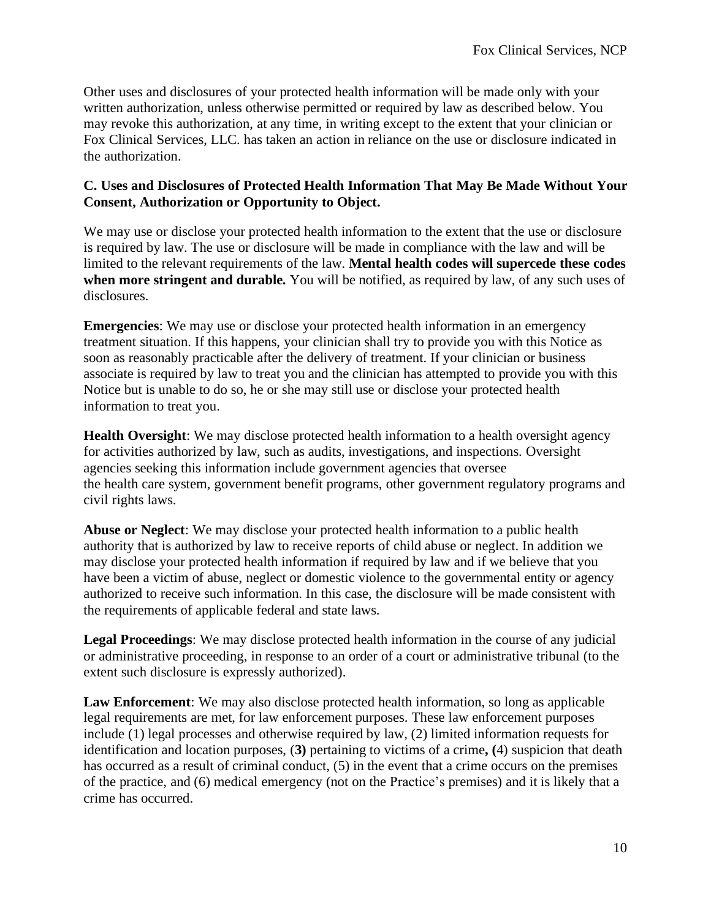Other uses and disclosures of your protected health information will be made only with your written authorization, unless otherwise permitted or required by law as described below. You may revoke this authorization, at any time, in writing except to the extent that your clinician or Fox Clinical Services, LLC. has taken an action in reliance on the use or disclosure indicated in the authorization.

**C. Uses and Disclosures of Protected Health Information That May Be Made Without Your Consent, Authorization or Opportunity to Object.**

We may use or disclose your protected health information to the extent that the use or disclosure is required by law. The use or disclosure will be made in compliance with the law and will be limited to the relevant requirements of the law. **Mental health codes will supercede these codes when more stringent and durable.** You will be notified, as required by law, of any such uses of disclosures.

**Emergencies**: We may use or disclose your protected health information in an emergency treatment situation. If this happens, your clinician shall try to provide you with this Notice as soon as reasonably practicable after the delivery of treatment. If your clinician or business associate is required by law to treat you and the clinician has attempted to provide you with this Notice but is unable to do so, he or she may still use or disclose your protected health information to treat you.

**Health Oversight**: We may disclose protected health information to a health oversight agency for activities authorized by law, such as audits, investigations, and inspections. Oversight agencies seeking this information include government agencies that oversee the health care system, government benefit programs, other government regulatory programs and civil rights laws.

**Abuse or Neglect**: We may disclose your protected health information to a public health authority that is authorized by law to receive reports of child abuse or neglect. In addition we may disclose your protected health information if required by law and if we believe that you have been a victim of abuse, neglect or domestic violence to the governmental entity or agency authorized to receive such information. In this case, the disclosure will be made consistent with the requirements of applicable federal and state laws.

**Legal Proceedings**: We may disclose protected health information in the course of any judicial or administrative proceeding, in response to an order of a court or administrative tribunal (to the extent such disclosure is expressly authorized).

**Law Enforcement**: We may also disclose protected health information, so long as applicable legal requirements are met, for law enforcement purposes. These law enforcement purposes include (1) legal processes and otherwise required by law, (2) limited information requests for identification and location purposes, (**3)** pertaining to victims of a crime**, (**4) suspicion that death has occurred as a result of criminal conduct, (5) in the event that a crime occurs on the premises of the practice, and (6) medical emergency (not on the Practice's premises) and it is likely that a crime has occurred.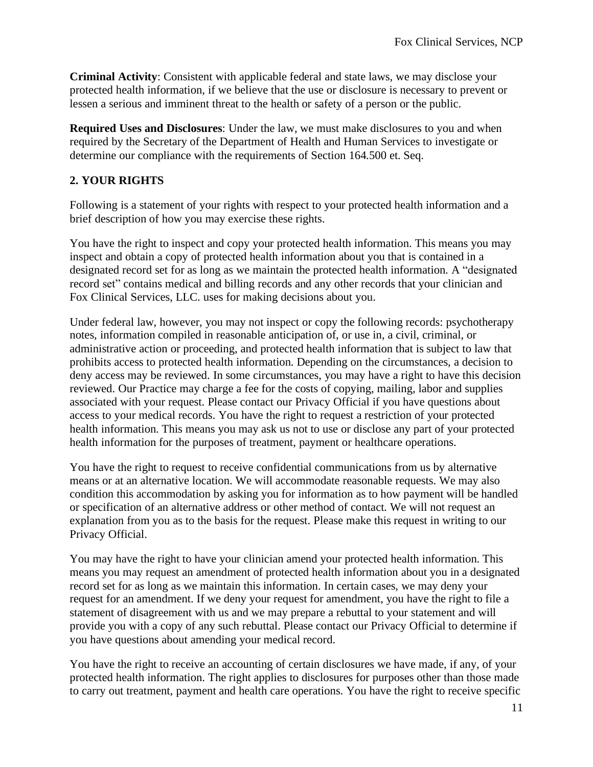**Criminal Activity**: Consistent with applicable federal and state laws, we may disclose your protected health information, if we believe that the use or disclosure is necessary to prevent or lessen a serious and imminent threat to the health or safety of a person or the public.

**Required Uses and Disclosures**: Under the law, we must make disclosures to you and when required by the Secretary of the Department of Health and Human Services to investigate or determine our compliance with the requirements of Section 164.500 et. Seq.

## 2. YOUR RIGHTS

Following is a statement of your rights with respect to your protected health information and a brief description of how you may exercise these rights.

You have the right to inspect and copy your protected health information. This means you may inspect and obtain a copy of protected health information about you that is contained in a designated record set for as long as we maintain the protected health information. A "designated record set" contains medical and billing records and any other records that your clinician and Fox Clinical Services, LLC. uses for making decisions about you.

Under federal law, however, you may not inspect or copy the following records: psychotherapy notes, information compiled in reasonable anticipation of, or use in, a civil, criminal, or administrative action or proceeding, and protected health information that is subject to law that prohibits access to protected health information. Depending on the circumstances, a decision to deny access may be reviewed. In some circumstances, you may have a right to have this decision reviewed. Our Practice may charge a fee for the costs of copying, mailing, labor and supplies associated with your request. Please contact our Privacy Official if you have questions about access to your medical records. You have the right to request a restriction of your protected health information. This means you may ask us not to use or disclose any part of your protected health information for the purposes of treatment, payment or healthcare operations.

You have the right to request to receive confidential communications from us by alternative means or at an alternative location. We will accommodate reasonable requests. We may also condition this accommodation by asking you for information as to how payment will be handled or specification of an alternative address or other method of contact. We will not request an explanation from you as to the basis for the request. Please make this request in writing to our Privacy Official.

You may have the right to have your clinician amend your protected health information. This means you may request an amendment of protected health information about you in a designated record set for as long as we maintain this information. In certain cases, we may deny your request for an amendment. If we deny your request for amendment, you have the right to file a statement of disagreement with us and we may prepare a rebuttal to your statement and will provide you with a copy of any such rebuttal. Please contact our Privacy Official to determine if you have questions about amending your medical record.

You have the right to receive an accounting of certain disclosures we have made, if any, of your protected health information. The right applies to disclosures for purposes other than those made to carry out treatment, payment and health care operations. You have the right to receive specific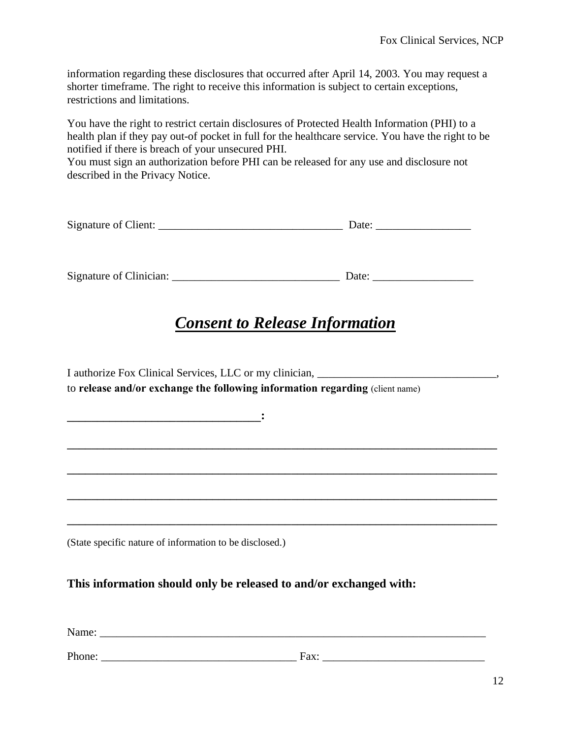information regarding these disclosures that occurred after April 14, 2003. You may request a shorter timeframe. The right to receive this information is subject to certain exceptions, restrictions and limitations.

You have the right to restrict certain disclosures of Protected Health Information (PHI) to a health plan if they pay out-of pocket in full for the healthcare service. You have the right to be notified if there is breach of your unsecured PHI.
You must sign an authorization before PHI can be released for any use and disclosure not described in the Privacy Notice.

Signature of Client: _________________________________ Date: _________________

Signature of Clinician: ______________________________ Date: __________________

# ***Consent to Release Information***

I authorize Fox Clinical Services, LLC or my clinician, ________________________________, to **release and/or exchange the following information regarding** (client name)

**_________________________________:**

**_____________________________________________________________________________**

**_____________________________________________________________________________**

**_____________________________________________________________________________**

**_____________________________________________________________________________**

(State specific nature of information to be disclosed.)

**This information should only be released to and/or exchanged with:**

Name: _______________________________________________________________________

Phone: ___________________________________ Fax: _____________________________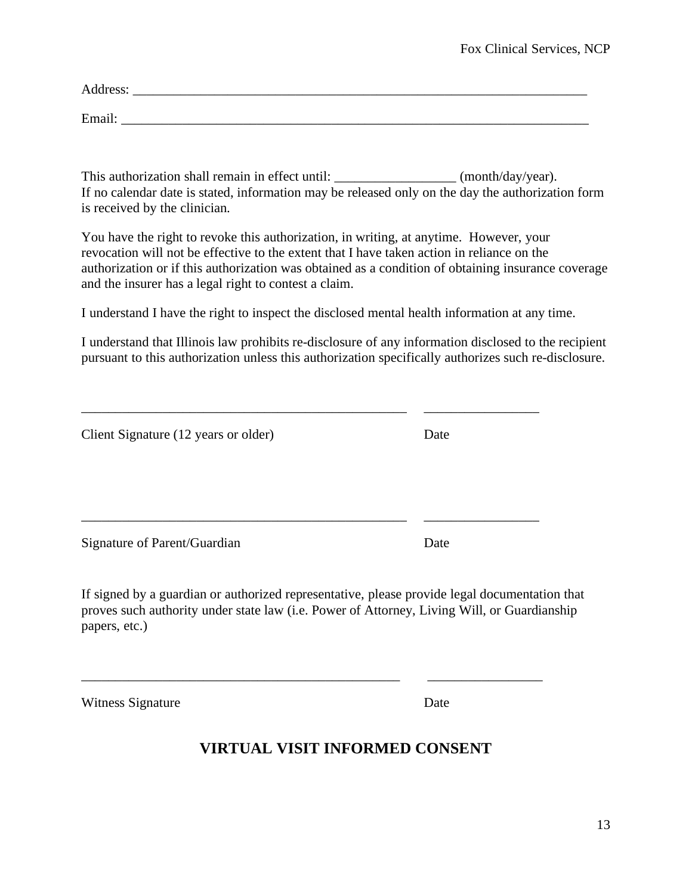Address: ______________________________________________________________________

Email: ________________________________________________________________________

This authorization shall remain in effect until: _________________ (month/day/year).
If no calendar date is stated, information may be released only on the day the authorization form is received by the clinician.

You have the right to revoke this authorization, in writing, at anytime. However, your revocation will not be effective to the extent that I have taken action in reliance on the authorization or if this authorization was obtained as a condition of obtaining insurance coverage and the insurer has a legal right to contest a claim.

I understand I have the right to inspect the disclosed mental health information at any time.

I understand that Illinois law prohibits re-disclosure of any information disclosed to the recipient pursuant to this authorization unless this authorization specifically authorizes such re-disclosure.

_________________________________________________ ________________

Client Signature (12 years or older) Date

_________________________________________________ ________________

Signature of Parent/Guardian Date

If signed by a guardian or authorized representative, please provide legal documentation that proves such authority under state law (i.e. Power of Attorney, Living Will, or Guardianship papers, etc.)

_________________________________________________ ________________

Witness Signature Date

## VIRTUAL VISIT INFORMED CONSENT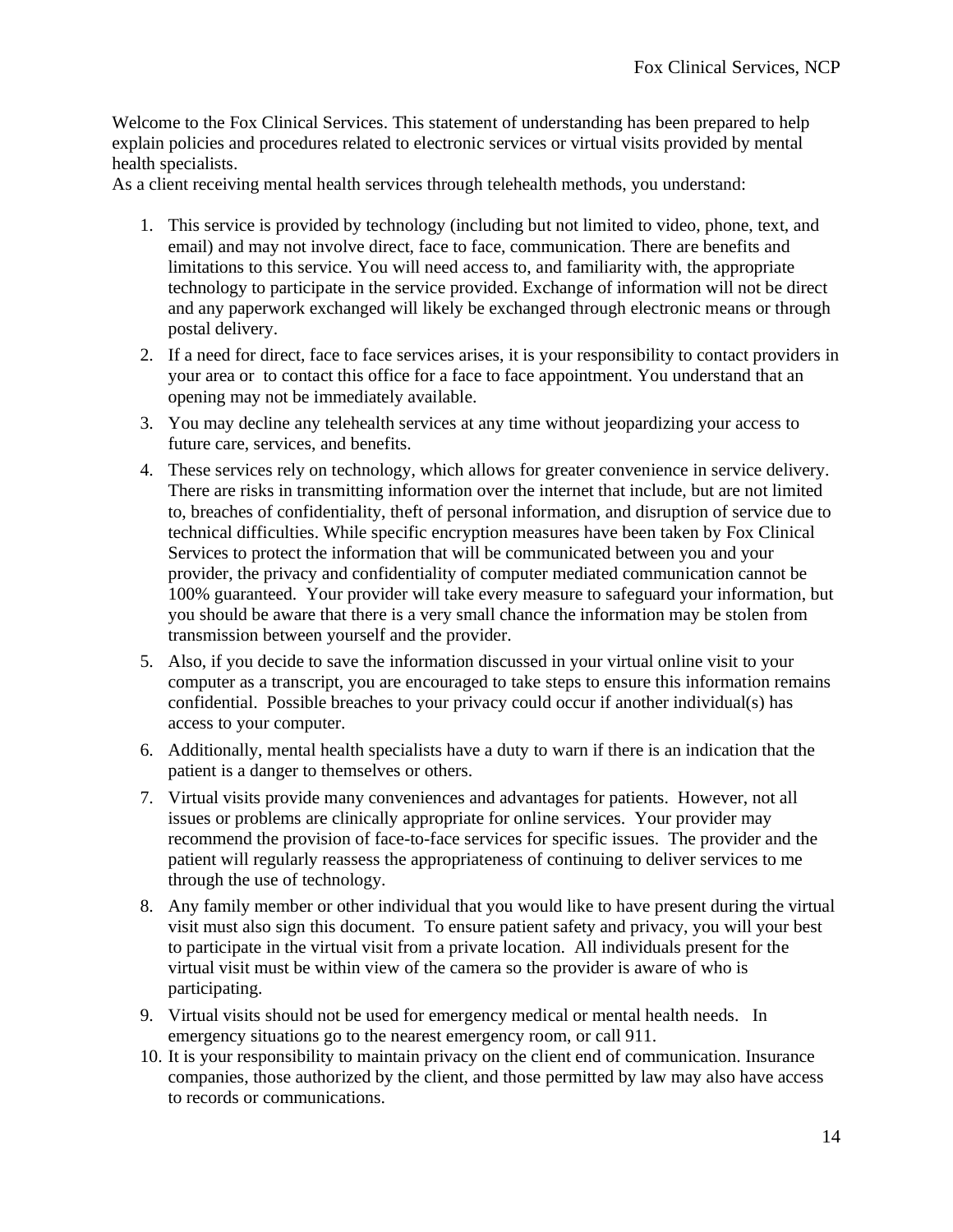Welcome to the Fox Clinical Services. This statement of understanding has been prepared to help explain policies and procedures related to electronic services or virtual visits provided by mental health specialists.
As a client receiving mental health services through telehealth methods, you understand:

1. This service is provided by technology (including but not limited to video, phone, text, and email) and may not involve direct, face to face, communication. There are benefits and limitations to this service. You will need access to, and familiarity with, the appropriate technology to participate in the service provided. Exchange of information will not be direct and any paperwork exchanged will likely be exchanged through electronic means or through postal delivery.
2. If a need for direct, face to face services arises, it is your responsibility to contact providers in your area or to contact this office for a face to face appointment. You understand that an opening may not be immediately available.
3. You may decline any telehealth services at any time without jeopardizing your access to future care, services, and benefits.
4. These services rely on technology, which allows for greater convenience in service delivery. There are risks in transmitting information over the internet that include, but are not limited to, breaches of confidentiality, theft of personal information, and disruption of service due to technical difficulties. While specific encryption measures have been taken by Fox Clinical Services to protect the information that will be communicated between you and your provider, the privacy and confidentiality of computer mediated communication cannot be 100% guaranteed. Your provider will take every measure to safeguard your information, but you should be aware that there is a very small chance the information may be stolen from transmission between yourself and the provider.
5. Also, if you decide to save the information discussed in your virtual online visit to your computer as a transcript, you are encouraged to take steps to ensure this information remains confidential. Possible breaches to your privacy could occur if another individual(s) has access to your computer.
6. Additionally, mental health specialists have a duty to warn if there is an indication that the patient is a danger to themselves or others.
7. Virtual visits provide many conveniences and advantages for patients. However, not all issues or problems are clinically appropriate for online services. Your provider may recommend the provision of face-to-face services for specific issues. The provider and the patient will regularly reassess the appropriateness of continuing to deliver services to me through the use of technology.
8. Any family member or other individual that you would like to have present during the virtual visit must also sign this document. To ensure patient safety and privacy, you will your best to participate in the virtual visit from a private location. All individuals present for the virtual visit must be within view of the camera so the provider is aware of who is participating.
9. Virtual visits should not be used for emergency medical or mental health needs. In emergency situations go to the nearest emergency room, or call 911.
10. It is your responsibility to maintain privacy on the client end of communication. Insurance companies, those authorized by the client, and those permitted by law may also have access to records or communications.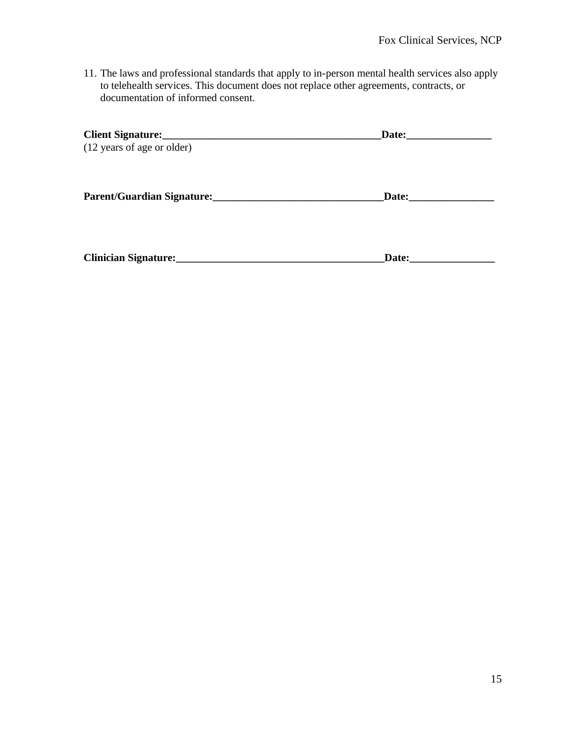11. The laws and professional standards that apply to in-person mental health services also apply to telehealth services. This document does not replace other agreements, contracts, or documentation of informed consent.

**Client Signature:_________________________________________Date:________________**
(12 years of age or older)

**Parent/Guardian Signature:________________________________Date:________________**

**Clinician Signature:_______________________________________Date:________________**